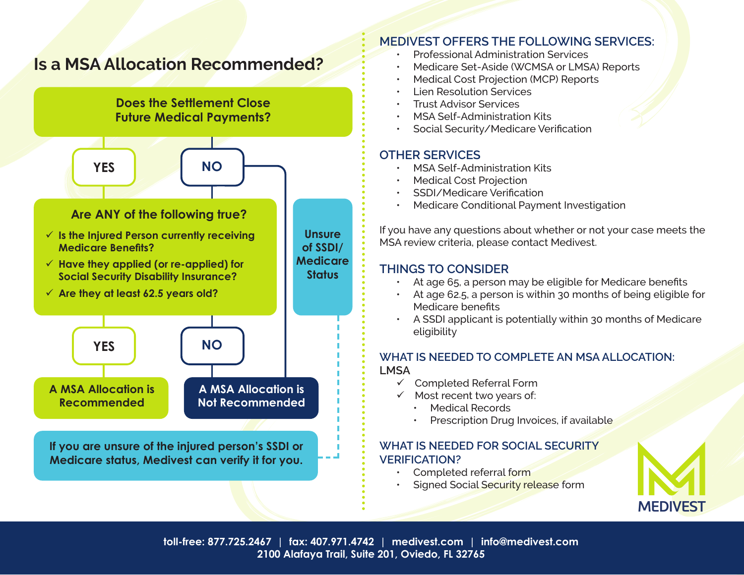## Is a MSA Allocation Recommended?

**Does the Settlement Close Future Medical Payments?**

- **YES** → **Are ANY of the following true?**
  - ✓ Is the Injured Person currently receiving Medicare Benefits?
  - ✓ Have they applied (or re-applied) for Social Security Disability Insurance?
  - ✓ Are they at least 62.5 years old?
    - **YES** → **A MSA Allocation is Recommended**
    - **NO** → **A MSA Allocation is Not Recommended**
- **NO** → **A MSA Allocation is Not Recommended**

**Unsure of SSDI/ Medicare Status**

**If you are unsure of the injured person's SSDI or Medicare status, Medivest can verify it for you.**

## MEDIVEST OFFERS THE FOLLOWING SERVICES:

- Professional Administration Services
- Medicare Set-Aside (WCMSA or LMSA) Reports
- Medical Cost Projection (MCP) Reports
- Lien Resolution Services
- Trust Advisor Services
- MSA Self-Administration Kits
- Social Security/Medicare Verification

## OTHER SERVICES

- MSA Self-Administration Kits
- Medical Cost Projection
- SSDI/Medicare Verification
- Medicare Conditional Payment Investigation

If you have any questions about whether or not your case meets the MSA review criteria, please contact Medivest.

## THINGS TO CONSIDER

- At age 65, a person may be eligible for Medicare benefits
- At age 62.5, a person is within 30 months of being eligible for Medicare benefits
- A SSDI applicant is potentially within 30 months of Medicare eligibility

## WHAT IS NEEDED TO COMPLETE AN MSA ALLOCATION:

LMSA

- ✓ Completed Referral Form
- ✓ Most recent two years of:
  - Medical Records
  - Prescription Drug Invoices, if available

## WHAT IS NEEDED FOR SOCIAL SECURITY VERIFICATION?

- Completed referral form
- Signed Social Security release form

MEDIVEST

toll-free: 877.725.2467 | fax: 407.971.4742 | medivest.com | info@medivest.com
2100 Alafaya Trail, Suite 201, Oviedo, FL 32765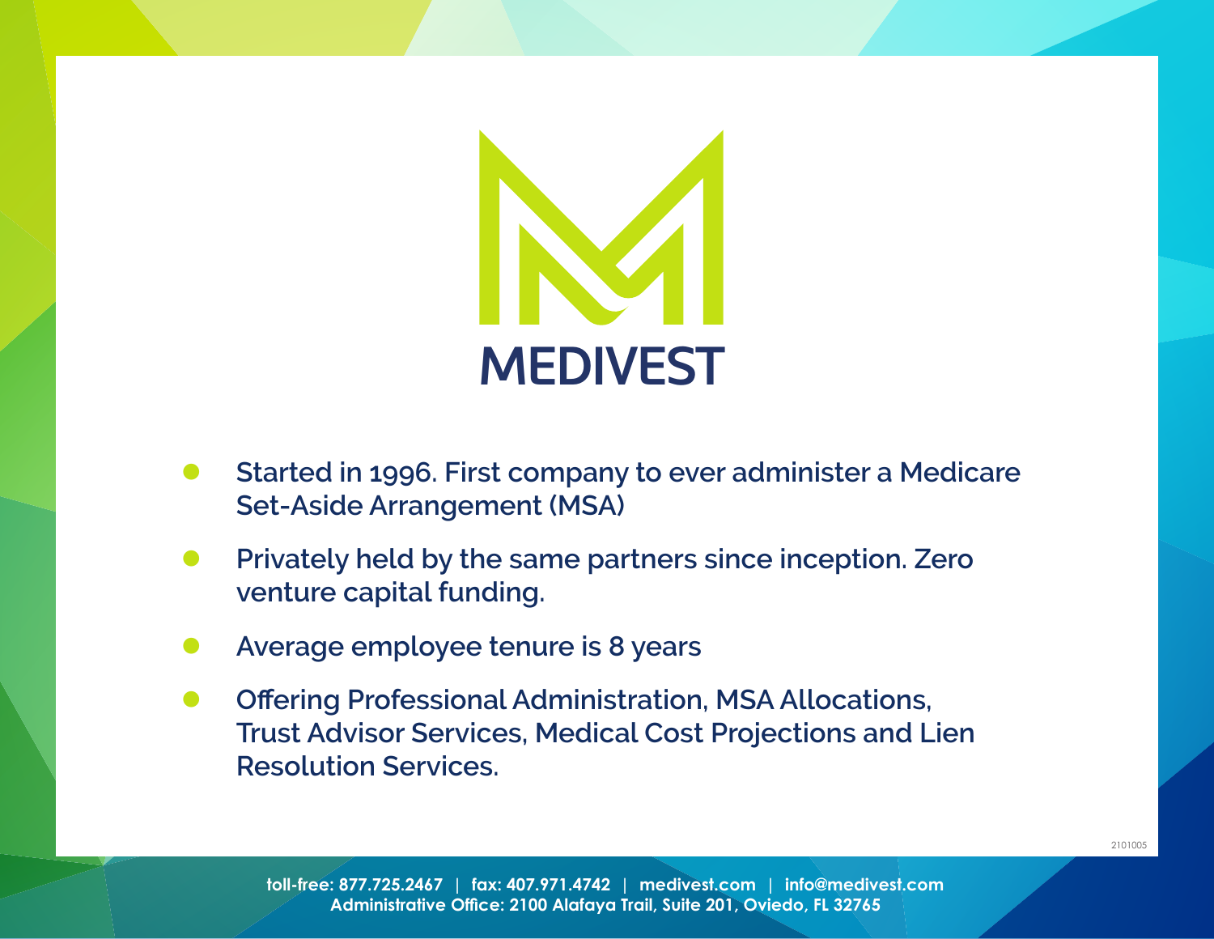# MEDIVEST

- Started in 1996. First company to ever administer a Medicare Set-Aside Arrangement (MSA)
- Privately held by the same partners since inception. Zero venture capital funding.
- Average employee tenure is 8 years
- Offering Professional Administration, MSA Allocations, Trust Advisor Services, Medical Cost Projections and Lien Resolution Services.

2101005

**toll-free: 877.725.2467 | fax: 407.971.4742 | medivest.com | info@medivest.com**
**Administrative Office: 2100 Alafaya Trail, Suite 201, Oviedo, FL 32765**